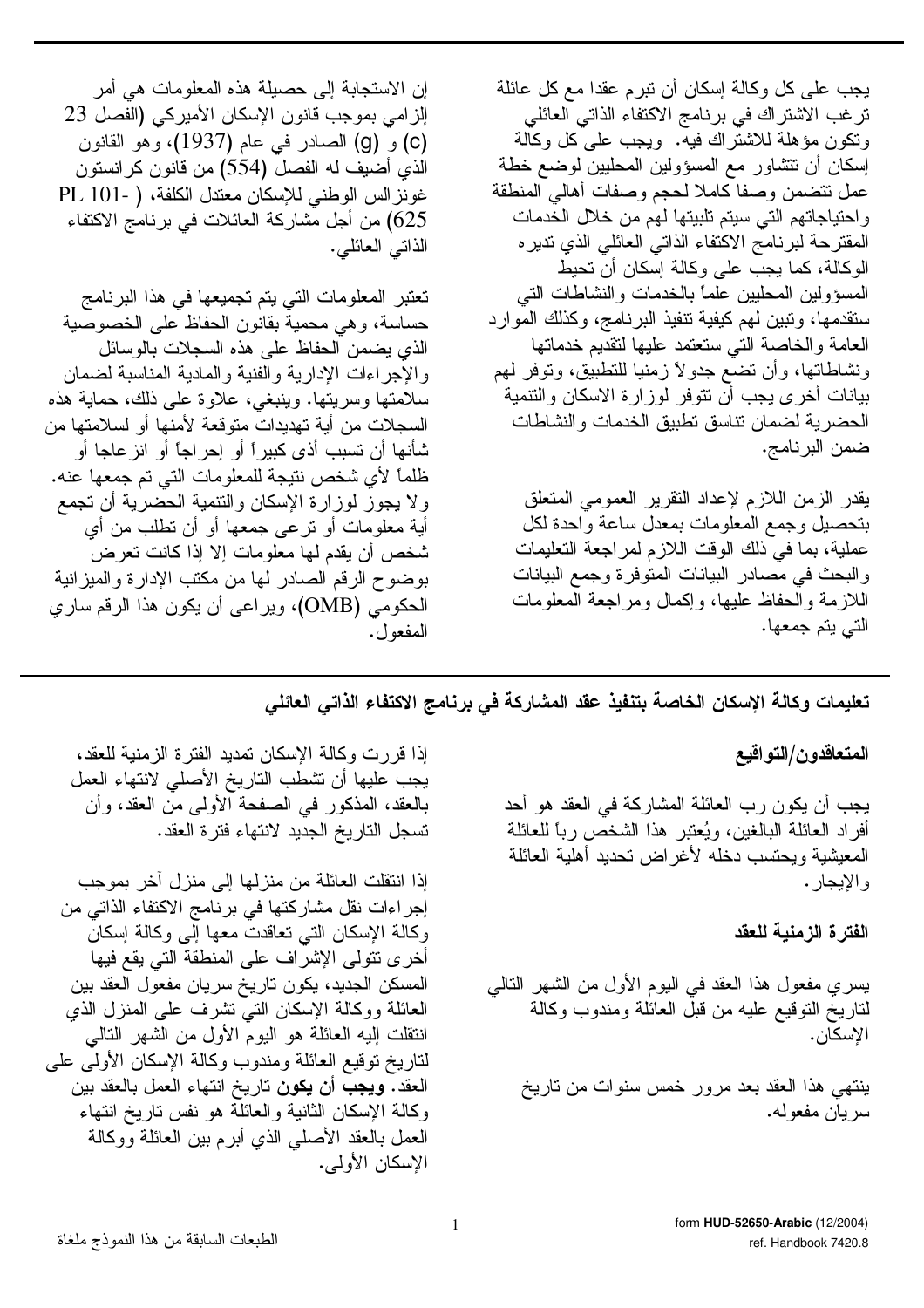يجب على كل وكالة إسكان أن تبرم عقدا مع كل عائلة ترغب الاشتراك في برنامج الاكتفاء الذاتي العائلي وتكون مؤهلة للاشتراك فيه. ويجب على كل وكالة إسكان أن تتشاور مع المسؤولين المحليين لوضع خطة عمل تتضمن وصفا كاملا لحجم وصفات أهالي المنطقة واحتياجاتهم التي سيتم تلبيتها لهم من خلال الخدمات المقترحة لبرنامج الاكتفاء الذاتي العائلي الذي تديره الوكالة، كما يجب على وكالة إسكان أن تحيط المسؤولين المحليين علماً بالخدمات والنشاطات التي ستقدمها، وتبين لهم كيفية تنفيذ البرنامج، وكذلك الموارد العامة والخاصة التي ستعتمد عليها لتقديم خدماتها ونشاطاتها، وأن تضع جدولاً زمنيا للتطبيق، وتوفر لهم بيانات أخرى يجب أن تتوفر لوزارة الاسكان والتنمية الحضرية لضمان تناسق تطبيق الخدمات والنشاطات ضمن البرنامج.

يقدر الزمن اللازم لإعداد التقرير العمومي المتعلق بتحصيل وجمع المعلومات بمعدل ساعة واحدة لكل عملية، بما في ذلك الوقت اللازم لمراجعة التعليمات والبحث في مصادر البيانات المتوفرة وجمع البيانات اللازمة والحفاظ عليها، وإكمال ومراجعة المعلومات التي يتم جمعها.

إن الاستجابة إلى حصيلة هذه المعلومات هي أمر إلزامي بموجب قانون الإسكان الأميركي (الفصل 23 (c) و (g) الصادر في عام (1937)، وهو القانون الذي أضيف له الفصل (554) من قانون كرانستون غونزالس الوطني للإسكان معتدل الكلفة، ( PL 101-625) من أجل مشاركة العائلات في برنامج الاكتفاء الذاتي العائلي.

تعتبر المعلومات التي يتم تجميعها في هذا البرنامج حساسة، وهي محمية بقانون الحفاظ على الخصوصية الذي يضمن الحفاظ على هذه السجلات بالوسائل والإجراءات الإدارية والفنية والمادية المناسبة لضمان سلامتها وسريتها. وينبغي، علاوة على ذلك، حماية هذه السجلات من أية تهديدات متوقعة لأمنها أو لسلامتها من شأنها أن تسبب أذى كبيراً أو إحراجاً أو انزعاجا أو ظلماً لأي شخص نتيجة للمعلومات التي تم جمعها عنه. ولا يجوز لوزارة الإسكان والتنمية الحضرية أن تجمع أية معلومات أو ترعى جمعها أو أن تطلب من أي شخص أن يقدم لها معلومات إلا إذا كانت تعرض بوضوح الرقم الصادر لها من مكتب الإدارة والميزانية الحكومي (OMB)، ويراعى أن يكون هذا الرقم ساري المفعول.

## تعليمات وكالة الإسكان الخاصة بتنفيذ عقد المشاركة في برنامج الاكتفاء الذاتي العائلي

### المتعاقدون/التواقيع

يجب أن يكون رب العائلة المشاركة في العقد هو أحد أفراد العائلة البالغين، ويُعتبر هذا الشخص رباً للعائلة المعيشية ويحتسب دخله لأغراض تحديد أهلية العائلة والإيجار.

### الفترة الزمنية للعقد

يسري مفعول هذا العقد في اليوم الأول من الشهر التالي لتاريخ التوقيع عليه من قبل العائلة ومندوب وكالة الإسكان.

ينتهي هذا العقد بعد مرور خمس سنوات من تاريخ سريان مفعوله.

إذا قررت وكالة الإسكان تمديد الفترة الزمنية للعقد، يجب عليها أن تشطب التاريخ الأصلي لانتهاء العمل بالعقد، المذكور في الصفحة الأولى من العقد، وأن تسجل التاريخ الجديد لانتهاء فترة العقد.

إذا انتقلت العائلة من منزلها إلى منزل آخر بموجب إجراءات نقل مشاركتها في برنامج الاكتفاء الذاتي من وكالة الإسكان التي تعاقدت معها إلى وكالة إسكان أخرى تتولى الإشراف على المنطقة التي يقع فيها المسكن الجديد، يكون تاريخ سريان مفعول العقد بين العائلة ووكالة الإسكان التي تشرف على المنزل الذي انتقلت إليه العائلة هو اليوم الأول من الشهر التالي لتاريخ توقيع العائلة ومندوب وكالة الإسكان الأولى على العقد. **ويجب أن يكون** تاريخ انتهاء العمل بالعقد بين وكالة الإسكان الثانية والعائلة هو نفس تاريخ انتهاء العمل بالعقد الأصلي الذي أبرم بين العائلة ووكالة الإسكان الأولى.

form **HUD-52650-Arabic** (12/2004)
ref. Handbook 7420.8

الطبعات السابقة من هذا النموذج ملغاة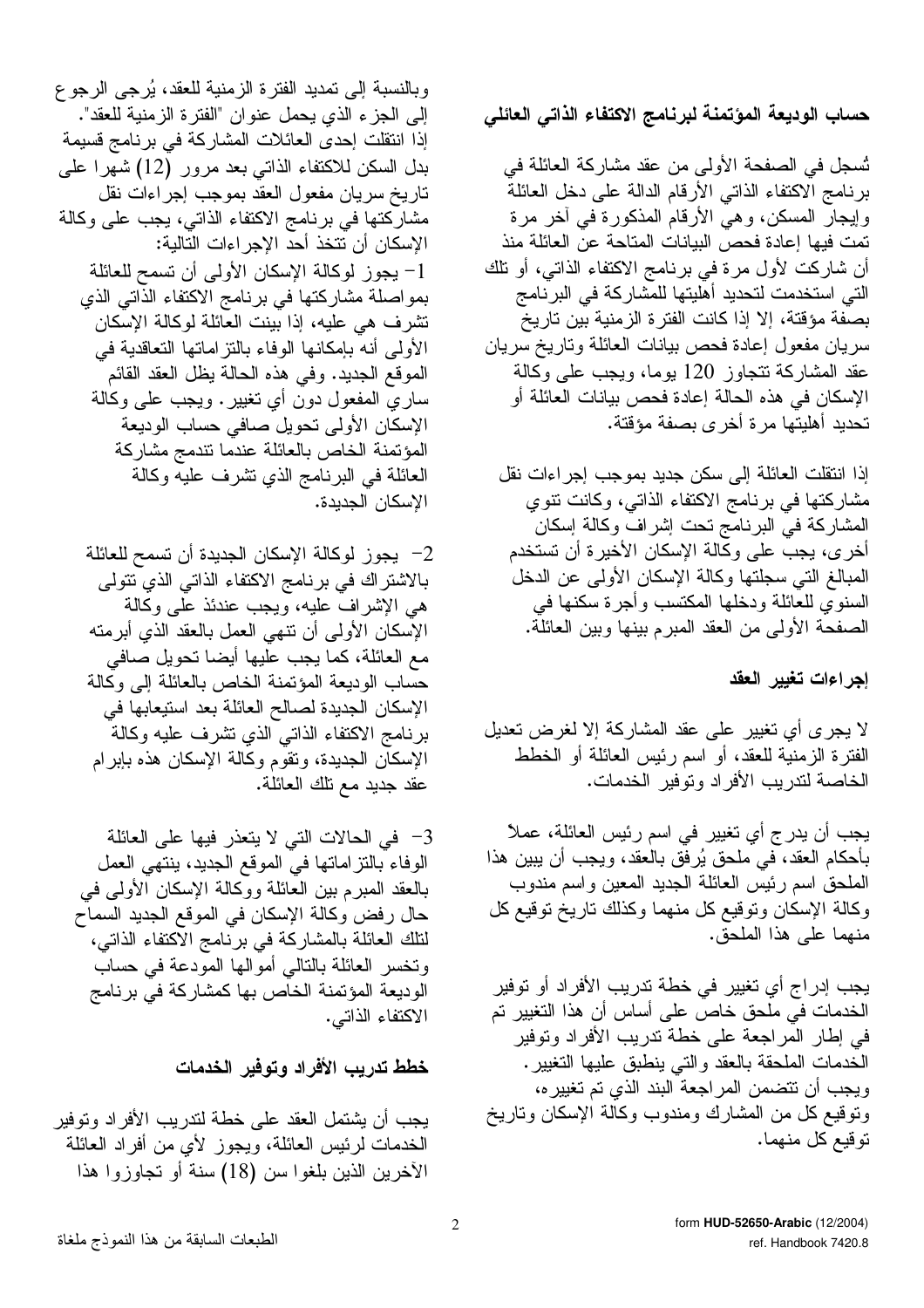## حساب الوديعة المؤتمنة لبرنامج الاكتفاء الذاتي العائلي

تُسجل في الصفحة الأولى من عقد مشاركة العائلة في برنامج الاكتفاء الذاتي الأرقام الدالة على دخل العائلة وإيجار المسكن، وهي الأرقام المذكورة في آخر مرة تمت فيها إعادة فحص البيانات المتاحة عن العائلة منذ أن شاركت لأول مرة في برنامج الاكتفاء الذاتي، أو تلك التي استخدمت لتحديد أهليتها للمشاركة في البرنامج بصفة مؤقتة، إلا إذا كانت الفترة الزمنية بين تاريخ سريان مفعول إعادة فحص بيانات العائلة وتاريخ سريان عقد المشاركة تتجاوز 120 يوما، ويجب على وكالة الإسكان في هذه الحالة إعادة فحص بيانات العائلة أو تحديد أهليتها مرة أخرى بصفة مؤقتة.

إذا انتقلت العائلة إلى سكن جديد بموجب إجراءات نقل مشاركتها في برنامج الاكتفاء الذاتي، وكانت تنوي المشاركة في البرنامج تحت إشراف وكالة إسكان أخرى، يجب على وكالة الإسكان الأخيرة أن تستخدم المبالغ التي سجلتها وكالة الإسكان الأولى عن الدخل السنوي للعائلة ودخلها المكتسب وأجرة سكنها في الصفحة الأولى من العقد المبرم بينها وبين العائلة.

## إجراءات تغيير العقد

لا يجرى أي تغيير على عقد المشاركة إلا لغرض تعديل الفترة الزمنية للعقد، أو اسم رئيس العائلة أو الخطط الخاصة لتدريب الأفراد وتوفير الخدمات.

يجب أن يدرج أي تغيير في اسم رئيس العائلة، عملاً بأحكام العقد، في ملحق يُرفق بالعقد، ويجب أن يبين هذا الملحق اسم رئيس العائلة الجديد المعين واسم مندوب وكالة الإسكان وتوقيع كل منهما وكذلك تاريخ توقيع كل منهما على هذا الملحق.

يجب إدراج أي تغيير في خطة تدريب الأفراد أو توفير الخدمات في ملحق خاص على أساس أن هذا التغيير تم في إطار المراجعة على خطة تدريب الأفراد وتوفير الخدمات الملحقة بالعقد والتي ينطبق عليها التغيير. ويجب أن تتضمن المراجعة البند الذي تم تغييره، وتوقيع كل من المشارك ومندوب وكالة الإسكان وتاريخ توقيع كل منهما.

وبالنسبة إلى تمديد الفترة الزمنية للعقد، يُرجى الرجوع إلى الجزء الذي يحمل عنوان "الفترة الزمنية للعقد". إذا انتقلت إحدى العائلات المشاركة في برنامج قسيمة بدل السكن للاكتفاء الذاتي بعد مرور (12) شهرا على تاريخ سريان مفعول العقد بموجب إجراءات نقل مشاركتها في برنامج الاكتفاء الذاتي، يجب على وكالة الإسكان أن تتخذ أحد الإجراءات التالية:

1- يجوز لوكالة الإسكان الأولى أن تسمح للعائلة بمواصلة مشاركتها في برنامج الاكتفاء الذاتي الذي تشرف هي عليه، إذا بينت العائلة لوكالة الإسكان الأولى أنه بإمكانها الوفاء بالتزاماتها التعاقدية في الموقع الجديد. وفي هذه الحالة يظل العقد القائم ساري المفعول دون أي تغيير. ويجب على وكالة الإسكان الأولى تحويل صافي حساب الوديعة المؤتمنة الخاص بالعائلة عندما تندمج مشاركة العائلة في البرنامج الذي تشرف عليه وكالة الإسكان الجديدة.

2- يجوز لوكالة الإسكان الجديدة أن تسمح للعائلة بالاشتراك في برنامج الاكتفاء الذاتي الذي تتولى هي الإشراف عليه، ويجب عندئذ على وكالة الإسكان الأولى أن تنهي العمل بالعقد الذي أبرمته مع العائلة، كما يجب عليها أيضا تحويل صافي حساب الوديعة المؤتمنة الخاص بالعائلة إلى وكالة الإسكان الجديدة لصالح العائلة بعد استيعابها في برنامج الاكتفاء الذاتي الذي تشرف عليه وكالة الإسكان الجديدة، وتقوم وكالة الإسكان هذه بإبرام عقد جديد مع تلك العائلة.

3- في الحالات التي لا يتعذر فيها على العائلة الوفاء بالتزاماتها في الموقع الجديد، ينتهي العمل بالعقد المبرم بين العائلة ووكالة الإسكان الأولى في حال رفض وكالة الإسكان في الموقع الجديد السماح لتلك العائلة بالمشاركة في برنامج الاكتفاء الذاتي، وتخسر العائلة بالتالي أموالها المودعة في حساب الوديعة المؤتمنة الخاص بها كمشاركة في برنامج الاكتفاء الذاتي.

## خطط تدريب الأفراد وتوفير الخدمات

يجب أن يشتمل العقد على خطة لتدريب الأفراد وتوفير الخدمات لرئيس العائلة، ويجوز لأي من أفراد العائلة الآخرين الذين بلغوا سن (18) سنة أو تجاوزوا هذا

form HUD-52650-Arabic (12/2004)
ref. Handbook 7420.8

الطبعات السابقة من هذا النموذج ملغاة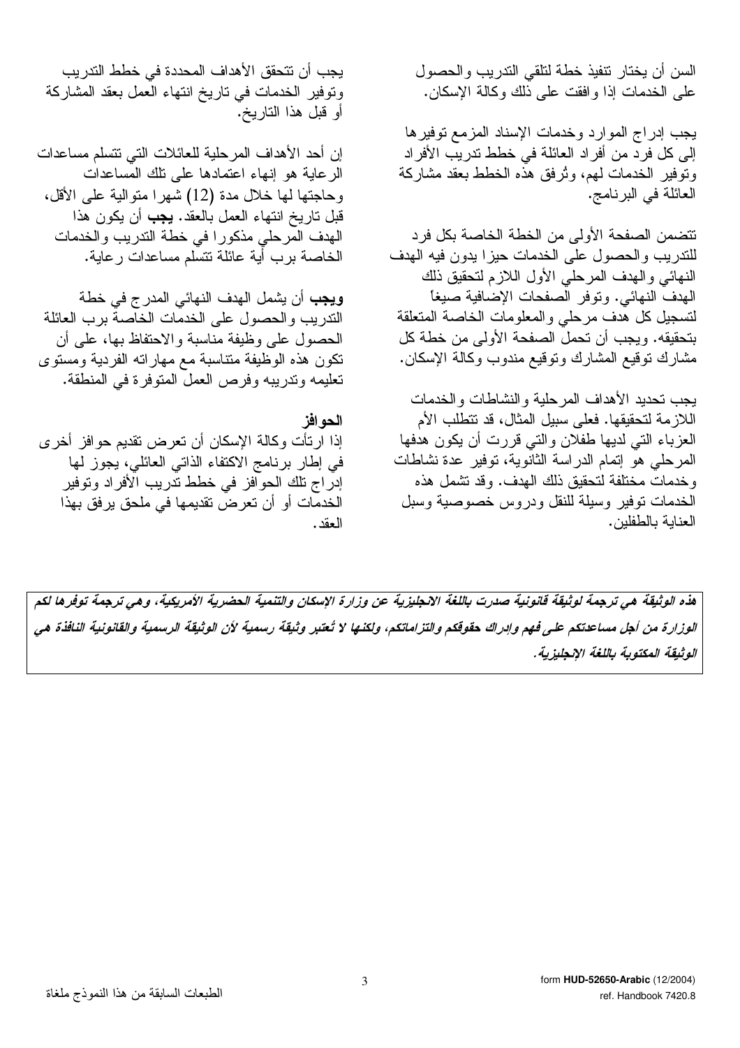السن أن يختار تنفيذ خطة لتلقي التدريب والحصول على الخدمات إذا وافقت على ذلك وكالة الإسكان.

يجب إدراج الموارد وخدمات الإسناد المزمع توفيرها إلى كل فرد من أفراد العائلة في خطط تدريب الأفراد وتوفير الخدمات لهم، وتُرفق هذه الخطط بعقد مشاركة العائلة في البرنامج.

تتضمن الصفحة الأولى من الخطة الخاصة بكل فرد للتدريب والحصول على الخدمات حيزا يدون فيه الهدف النهائي والهدف المرحلي الأول اللازم لتحقيق ذلك الهدف النهائي. وتوفر الصفحات الإضافية صيغاً لتسجيل كل هدف مرحلي والمعلومات الخاصة المتعلقة بتحقيقه. ويجب أن تحمل الصفحة الأولى من خطة كل مشارك توقيع المشارك وتوقيع مندوب وكالة الإسكان.

يجب تحديد الأهداف المرحلية والنشاطات والخدمات اللازمة لتحقيقها. فعلى سبيل المثال، قد تتطلب الأم العزباء التي لديها طفلان والتي قررت أن يكون هدفها المرحلي هو إتمام الدراسة الثانوية، توفير عدة نشاطات وخدمات مختلفة لتحقيق ذلك الهدف. وقد تشمل هذه الخدمات توفير وسيلة للنقل ودروس خصوصية وسبل العناية بالطفلين.

يجب أن تتحقق الأهداف المحددة في خطط التدريب وتوفير الخدمات في تاريخ انتهاء العمل بعقد المشاركة أو قبل هذا التاريخ.

إن أحد الأهداف المرحلية للعائلات التي تتسلم مساعدات الرعاية هو إنهاء اعتمادها على تلك المساعدات وحاجتها لها خلال مدة (12) شهرا متوالية على الأقل، قبل تاريخ انتهاء العمل بالعقد. **يجب** أن يكون هذا الهدف المرحلي مذكورا في خطة التدريب والخدمات الخاصة برب أية عائلة تتسلم مساعدات رعاية.

**ويجب** أن يشمل الهدف النهائي المدرج في خطة التدريب والحصول على الخدمات الخاصة برب العائلة الحصول على وظيفة مناسبة والاحتفاظ بها، على أن تكون هذه الوظيفة متناسبة مع مهاراته الفردية ومستوى تعليمه وتدريبه وفرص العمل المتوفرة في المنطقة.

**الحوافز**

إذا ارتأت وكالة الإسكان أن تعرض تقديم حوافز أخرى في إطار برنامج الاكتفاء الذاتي العائلي، يجوز لها إدراج تلك الحوافز في خطط تدريب الأفراد وتوفير الخدمات أو أن تعرض تقديمها في ملحق يرفق بهذا العقد.

***هذه الوثيقة هي ترجمة لوثيقة قانونية صدرت باللغة الانجليزية عن وزارة الإسكان والتنمية الحضرية الأمريكية، وهي ترجمة توفرها لكم الوزارة من أجل مساعدتكم على فهم وإدراك حقوقكم والتزاماتكم، ولكنها لا تُعتبر وثيقة رسمية لأن الوثيقة الرسمية والقانونية النافذة هي الوثيقة المكتوبة باللغة الإنجليزية.***

form **HUD-52650-Arabic** (12/2004)
ref. Handbook 7420.8

الطبعات السابقة من هذا النموذج ملغاة